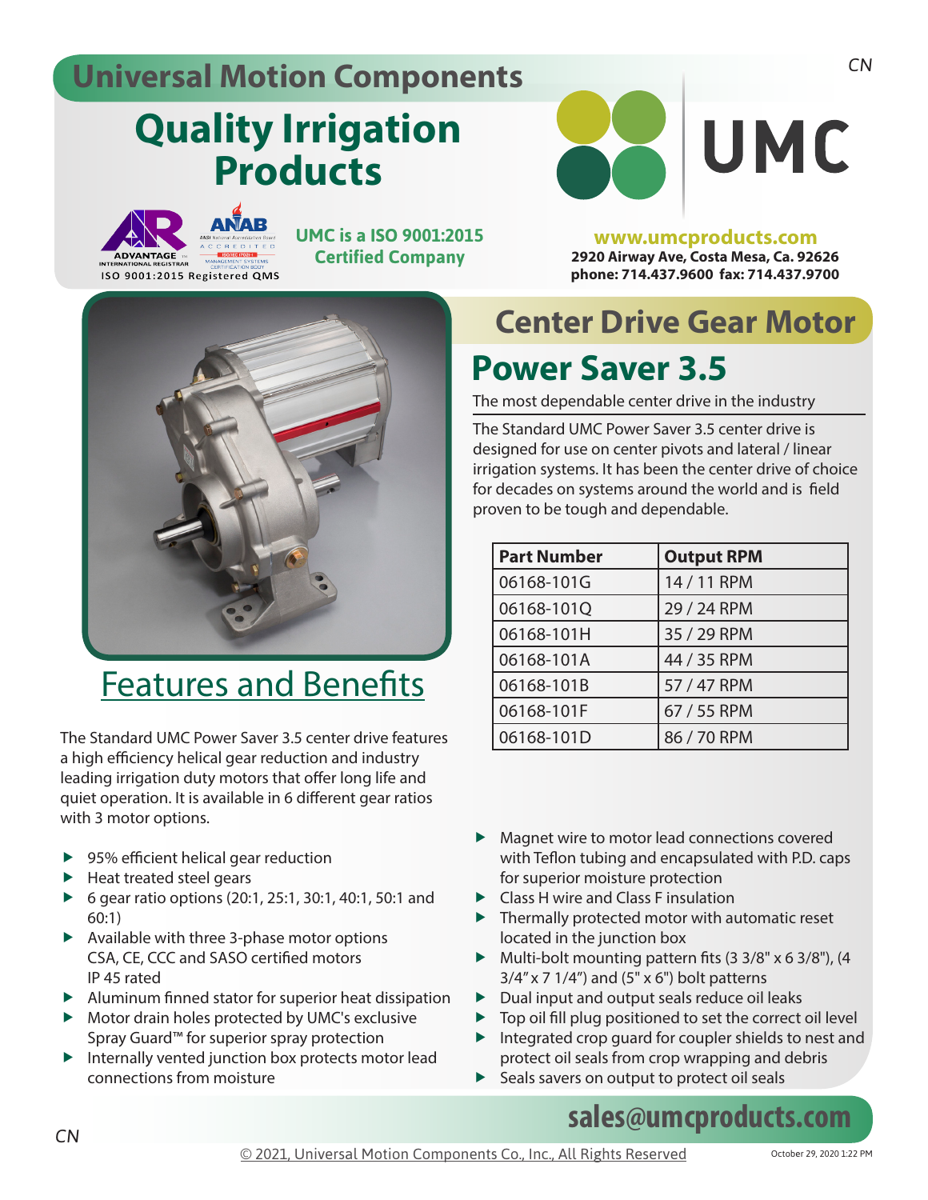# Universal Motion Components

## Quality Irrigation Products

ISO 9001:2015 Registered QMS

**UMC is a ISO 9001:2015 Certified Company**

UMC

**www.umcproducts.com**
**2920 Airway Ave, Costa Mesa, Ca. 92626**
**phone: 714.437.9600 fax: 714.437.9700**

## Center Drive Gear Motor

# Power Saver 3.5

The most dependable center drive in the industry

The Standard UMC Power Saver 3.5 center drive is designed for use on center pivots and lateral / linear irrigation systems. It has been the center drive of choice for decades on systems around the world and is field proven to be tough and dependable.

| Part Number | Output RPM |
|---|---|
| 06168-101G | 14 / 11 RPM |
| 06168-101Q | 29 / 24 RPM |
| 06168-101H | 35 / 29 RPM |
| 06168-101A | 44 / 35 RPM |
| 06168-101B | 57 / 47 RPM |
| 06168-101F | 67 / 55 RPM |
| 06168-101D | 86 / 70 RPM |

## Features and Benefits

The Standard UMC Power Saver 3.5 center drive features a high efficiency helical gear reduction and industry leading irrigation duty motors that offer long life and quiet operation. It is available in 6 different gear ratios with 3 motor options.

- 95% efficient helical gear reduction
- Heat treated steel gears
- 6 gear ratio options (20:1, 25:1, 30:1, 40:1, 50:1 and 60:1)
- Available with three 3-phase motor options
  CSA, CE, CCC and SASO certified motors
  IP 45 rated
- Aluminum finned stator for superior heat dissipation
- Motor drain holes protected by UMC's exclusive Spray Guard™ for superior spray protection
- Internally vented junction box protects motor lead connections from moisture
- Magnet wire to motor lead connections covered with Teflon tubing and encapsulated with P.D. caps for superior moisture protection
- Class H wire and Class F insulation
- Thermally protected motor with automatic reset located in the junction box
- Multi-bolt mounting pattern fits (3 3/8" x 6 3/8"), (4 3/4" x 7 1/4") and (5" x 6") bolt patterns
- Dual input and output seals reduce oil leaks
- Top oil fill plug positioned to set the correct oil level
- Integrated crop guard for coupler shields to nest and protect oil seals from crop wrapping and debris
- Seals savers on output to protect oil seals

**sales@umcproducts.com**

© 2021, Universal Motion Components Co., Inc., All Rights Reserved

October 29, 2020 1:22 PM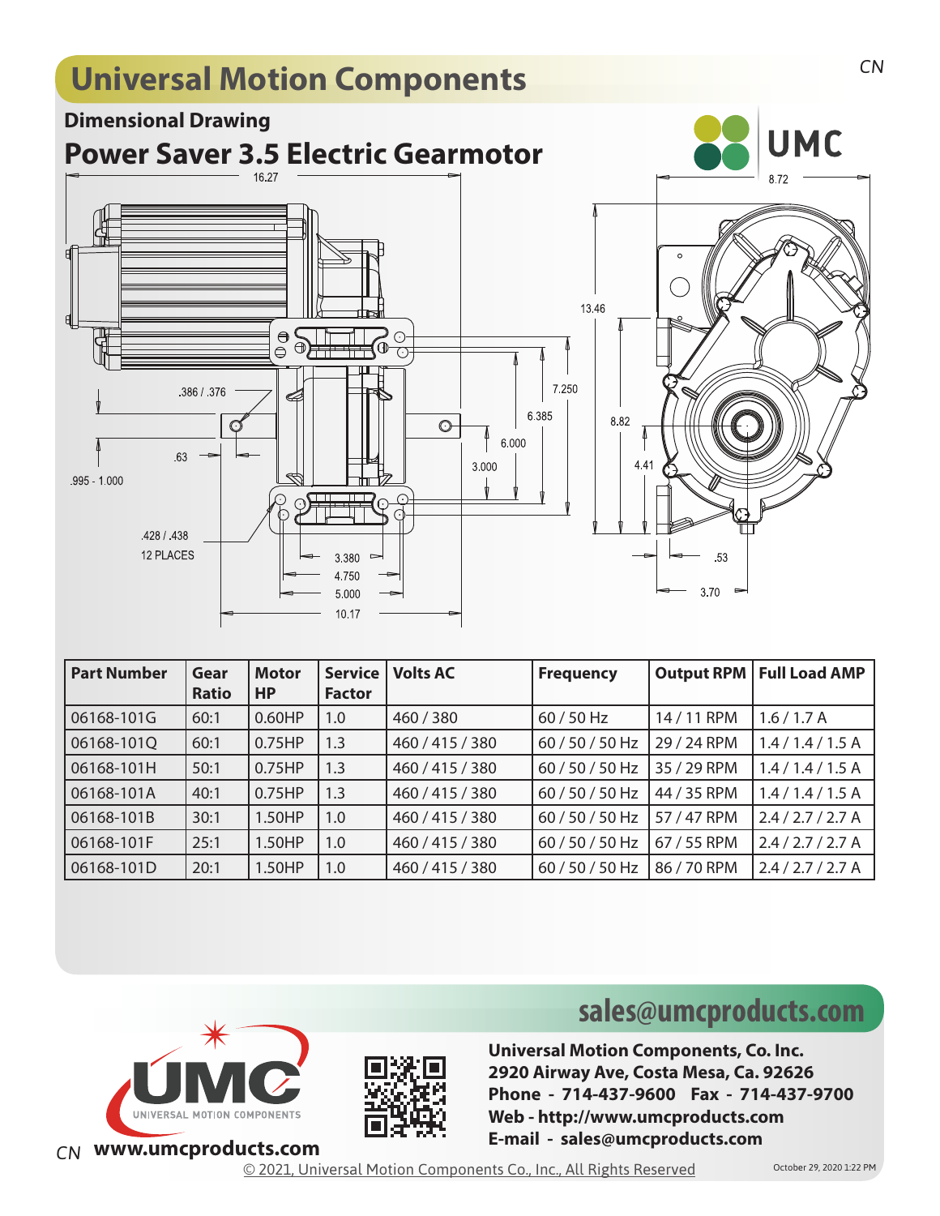# Universal Motion Components

## Dimensional Drawing

## Power Saver 3.5 Electric Gearmotor

UMC

16.27

8.72

13.46

7.250

6.385

8.82

6.000

4.41

3.000

.386 / .376

.63

.995 - 1.000

.428 / .438
12 PLACES

3.380

4.750

5.000

10.17

.53

3.70

| Part Number | Gear Ratio | Motor HP | Service Factor | Volts AC | Frequency | Output RPM | Full Load AMP |
|---|---|---|---|---|---|---|---|
| 06168-101G | 60:1 | 0.60HP | 1.0 | 460 / 380 | 60 / 50 Hz | 14 / 11 RPM | 1.6 / 1.7 A |
| 06168-101Q | 60:1 | 0.75HP | 1.3 | 460 / 415 / 380 | 60 / 50 / 50 Hz | 29 / 24 RPM | 1.4 / 1.4 / 1.5 A |
| 06168-101H | 50:1 | 0.75HP | 1.3 | 460 / 415 / 380 | 60 / 50 / 50 Hz | 35 / 29 RPM | 1.4 / 1.4 / 1.5 A |
| 06168-101A | 40:1 | 0.75HP | 1.3 | 460 / 415 / 380 | 60 / 50 / 50 Hz | 44 / 35 RPM | 1.4 / 1.4 / 1.5 A |
| 06168-101B | 30:1 | 1.50HP | 1.0 | 460 / 415 / 380 | 60 / 50 / 50 Hz | 57 / 47 RPM | 2.4 / 2.7 / 2.7 A |
| 06168-101F | 25:1 | 1.50HP | 1.0 | 460 / 415 / 380 | 60 / 50 / 50 Hz | 67 / 55 RPM | 2.4 / 2.7 / 2.7 A |
| 06168-101D | 20:1 | 1.50HP | 1.0 | 460 / 415 / 380 | 60 / 50 / 50 Hz | 86 / 70 RPM | 2.4 / 2.7 / 2.7 A |

**sales@umcproducts.com**

UMC
UNIVERSAL MOTION COMPONENTS

**www.umcproducts.com**

**Universal Motion Components, Co. Inc.**
**2920 Airway Ave, Costa Mesa, Ca. 92626**
**Phone - 714-437-9600 Fax - 714-437-9700**
**Web - http://www.umcproducts.com**
**E-mail - sales@umcproducts.com**

© 2021, Universal Motion Components Co., Inc., All Rights Reserved

October 29, 2020 1:22 PM